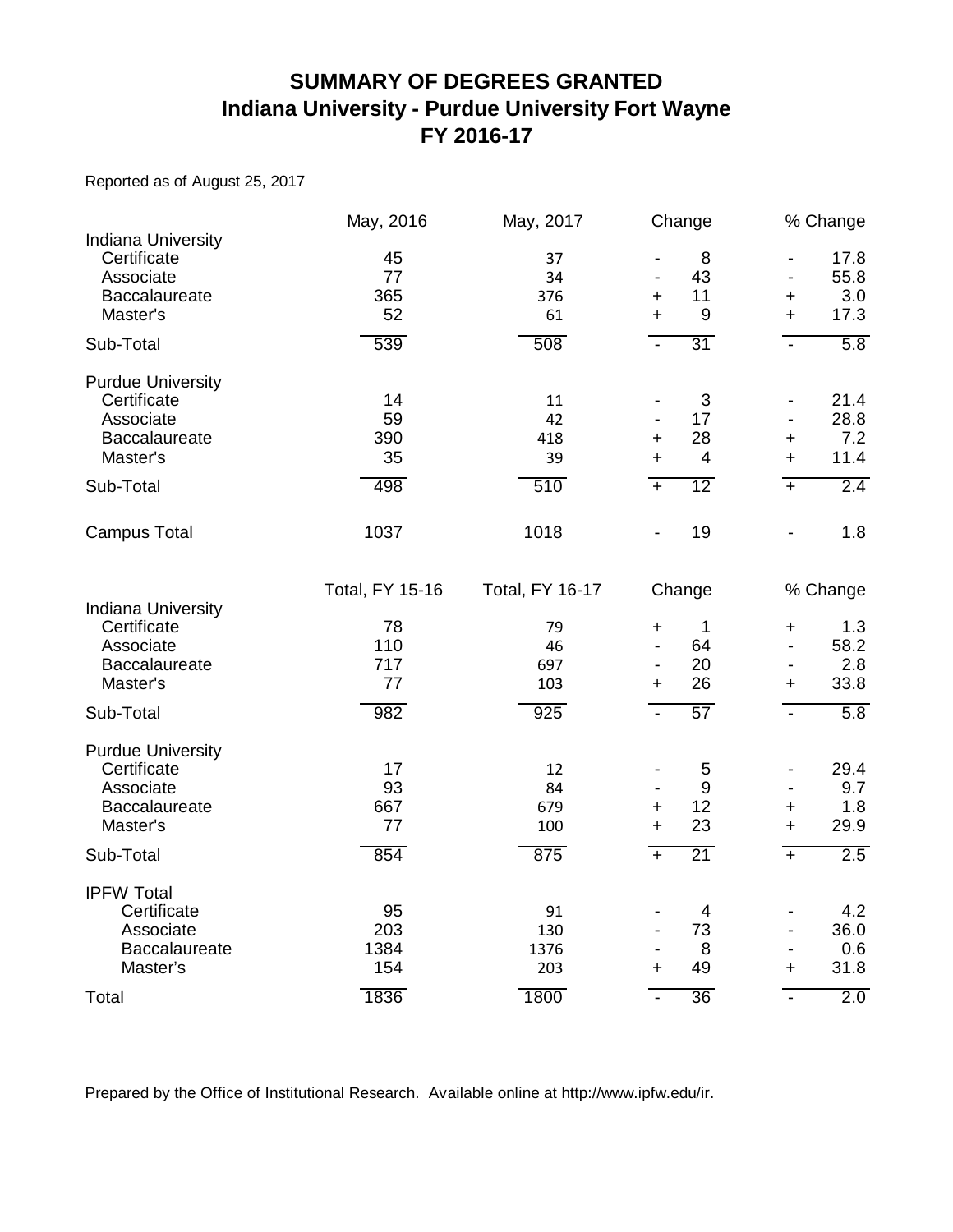# SUMMARY OF DEGREES GRANTED
# Indiana University - Purdue University Fort Wayne
# FY 2016-17

Reported as of August 25, 2017

| | May, 2016 | May, 2017 | Change | % Change |
|---|---|---|---|---|
| **Indiana University** | | | | |
| Certificate | 45 | 37 | - 8 | - 17.8 |
| Associate | 77 | 34 | - 43 | - 55.8 |
| Baccalaureate | 365 | 376 | + 11 | + 3.0 |
| Master's | 52 | 61 | + 9 | + 17.3 |
| Sub-Total | 539 | 508 | - 31 | - 5.8 |
| **Purdue University** | | | | |
| Certificate | 14 | 11 | - 3 | - 21.4 |
| Associate | 59 | 42 | - 17 | - 28.8 |
| Baccalaureate | 390 | 418 | + 28 | + 7.2 |
| Master's | 35 | 39 | + 4 | + 11.4 |
| Sub-Total | 498 | 510 | + 12 | + 2.4 |
| Campus Total | 1037 | 1018 | - 19 | - 1.8 |

| | Total, FY 15-16 | Total, FY 16-17 | Change | % Change |
|---|---|---|---|---|
| **Indiana University** | | | | |
| Certificate | 78 | 79 | + 1 | + 1.3 |
| Associate | 110 | 46 | - 64 | - 58.2 |
| Baccalaureate | 717 | 697 | - 20 | - 2.8 |
| Master's | 77 | 103 | + 26 | + 33.8 |
| Sub-Total | 982 | 925 | - 57 | - 5.8 |
| **Purdue University** | | | | |
| Certificate | 17 | 12 | - 5 | - 29.4 |
| Associate | 93 | 84 | - 9 | - 9.7 |
| Baccalaureate | 667 | 679 | + 12 | + 1.8 |
| Master's | 77 | 100 | + 23 | + 29.9 |
| Sub-Total | 854 | 875 | + 21 | + 2.5 |
| **IPFW Total** | | | | |
| Certificate | 95 | 91 | - 4 | - 4.2 |
| Associate | 203 | 130 | - 73 | - 36.0 |
| Baccalaureate | 1384 | 1376 | - 8 | - 0.6 |
| Master's | 154 | 203 | + 49 | + 31.8 |
| Total | 1836 | 1800 | - 36 | - 2.0 |

Prepared by the Office of Institutional Research. Available online at http://www.ipfw.edu/ir.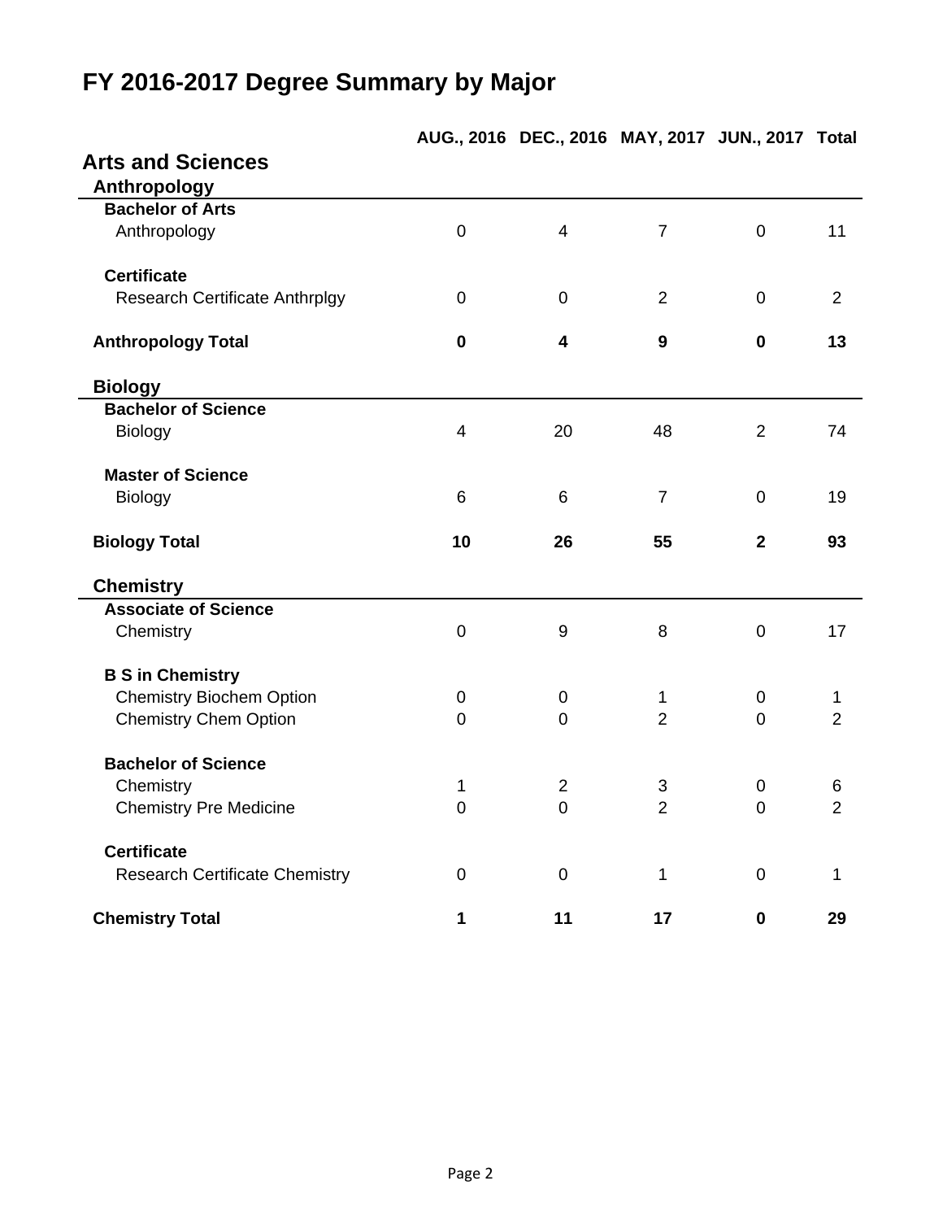# FY 2016-2017 Degree Summary by Major

## Arts and Sciences

### Anthropology

| | AUG., 2016 | DEC., 2016 | MAY, 2017 | JUN., 2017 | Total |
|---|---|---|---|---|---|
| **Bachelor of Arts** | | | | | |
| Anthropology | 0 | 4 | 7 | 0 | 11 |
| **Certificate** | | | | | |
| Research Certificate Anthrplgy | 0 | 0 | 2 | 0 | 2 |
| **Anthropology Total** | **0** | **4** | **9** | **0** | **13** |

### Biology

| | AUG., 2016 | DEC., 2016 | MAY, 2017 | JUN., 2017 | Total |
|---|---|---|---|---|---|
| **Bachelor of Science** | | | | | |
| Biology | 4 | 20 | 48 | 2 | 74 |
| **Master of Science** | | | | | |
| Biology | 6 | 6 | 7 | 0 | 19 |
| **Biology Total** | **10** | **26** | **55** | **2** | **93** |

### Chemistry

| | AUG., 2016 | DEC., 2016 | MAY, 2017 | JUN., 2017 | Total |
|---|---|---|---|---|---|
| **Associate of Science** | | | | | |
| Chemistry | 0 | 9 | 8 | 0 | 17 |
| **B S in Chemistry** | | | | | |
| Chemistry Biochem Option | 0 | 0 | 1 | 0 | 1 |
| Chemistry Chem Option | 0 | 0 | 2 | 0 | 2 |
| **Bachelor of Science** | | | | | |
| Chemistry | 1 | 2 | 3 | 0 | 6 |
| Chemistry Pre Medicine | 0 | 0 | 2 | 0 | 2 |
| **Certificate** | | | | | |
| Research Certificate Chemistry | 0 | 0 | 1 | 0 | 1 |
| **Chemistry Total** | **1** | **11** | **17** | **0** | **29** |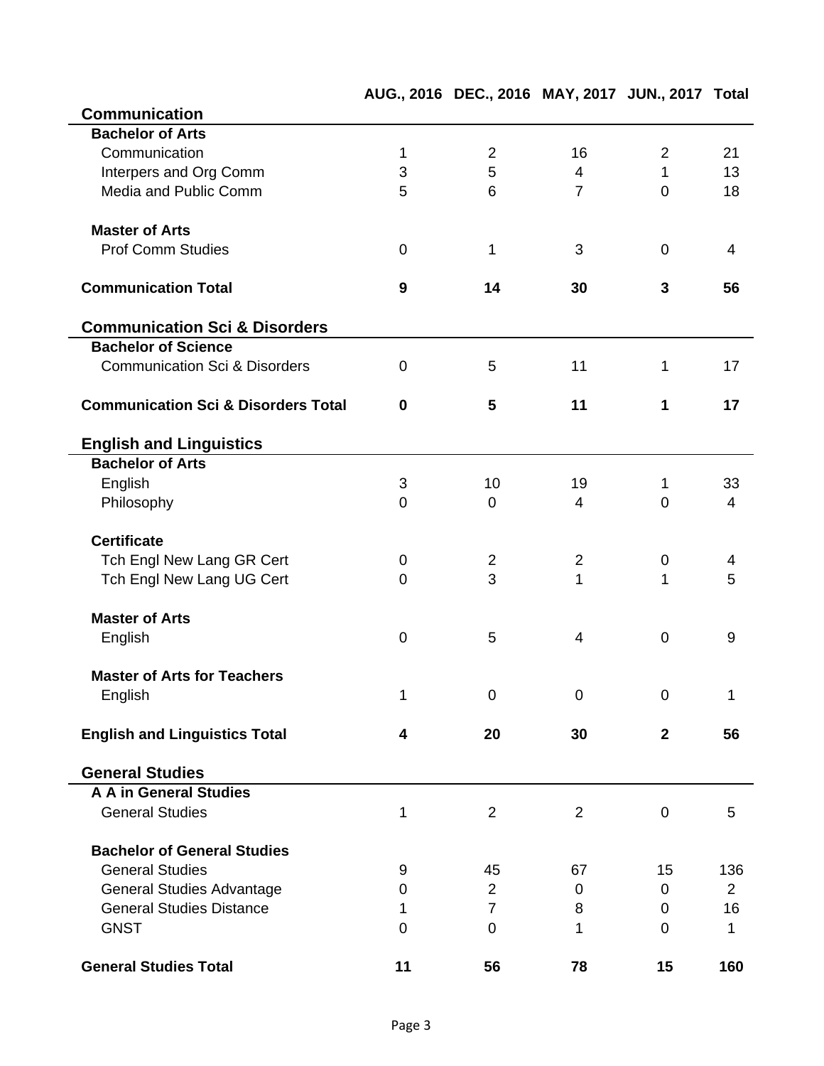| | AUG., 2016 | DEC., 2016 | MAY, 2017 | JUN., 2017 | Total |
|---|---|---|---|---|---|
| **Communication** | | | | | |
| **Bachelor of Arts** | | | | | |
| Communication | 1 | 2 | 16 | 2 | 21 |
| Interpers and Org Comm | 3 | 5 | 4 | 1 | 13 |
| Media and Public Comm | 5 | 6 | 7 | 0 | 18 |
| **Master of Arts** | | | | | |
| Prof Comm Studies | 0 | 1 | 3 | 0 | 4 |
| **Communication Total** | **9** | **14** | **30** | **3** | **56** |
| **Communication Sci & Disorders** | | | | | |
| **Bachelor of Science** | | | | | |
| Communication Sci & Disorders | 0 | 5 | 11 | 1 | 17 |
| **Communication Sci & Disorders Total** | **0** | **5** | **11** | **1** | **17** |
| **English and Linguistics** | | | | | |
| **Bachelor of Arts** | | | | | |
| English | 3 | 10 | 19 | 1 | 33 |
| Philosophy | 0 | 0 | 4 | 0 | 4 |
| **Certificate** | | | | | |
| Tch Engl New Lang GR Cert | 0 | 2 | 2 | 0 | 4 |
| Tch Engl New Lang UG Cert | 0 | 3 | 1 | 1 | 5 |
| **Master of Arts** | | | | | |
| English | 0 | 5 | 4 | 0 | 9 |
| **Master of Arts for Teachers** | | | | | |
| English | 1 | 0 | 0 | 0 | 1 |
| **English and Linguistics Total** | **4** | **20** | **30** | **2** | **56** |
| **General Studies** | | | | | |
| **A A in General Studies** | | | | | |
| General Studies | 1 | 2 | 2 | 0 | 5 |
| **Bachelor of General Studies** | | | | | |
| General Studies | 9 | 45 | 67 | 15 | 136 |
| General Studies Advantage | 0 | 2 | 0 | 0 | 2 |
| General Studies Distance | 1 | 7 | 8 | 0 | 16 |
| GNST | 0 | 0 | 1 | 0 | 1 |
| **General Studies Total** | **11** | **56** | **78** | **15** | **160** |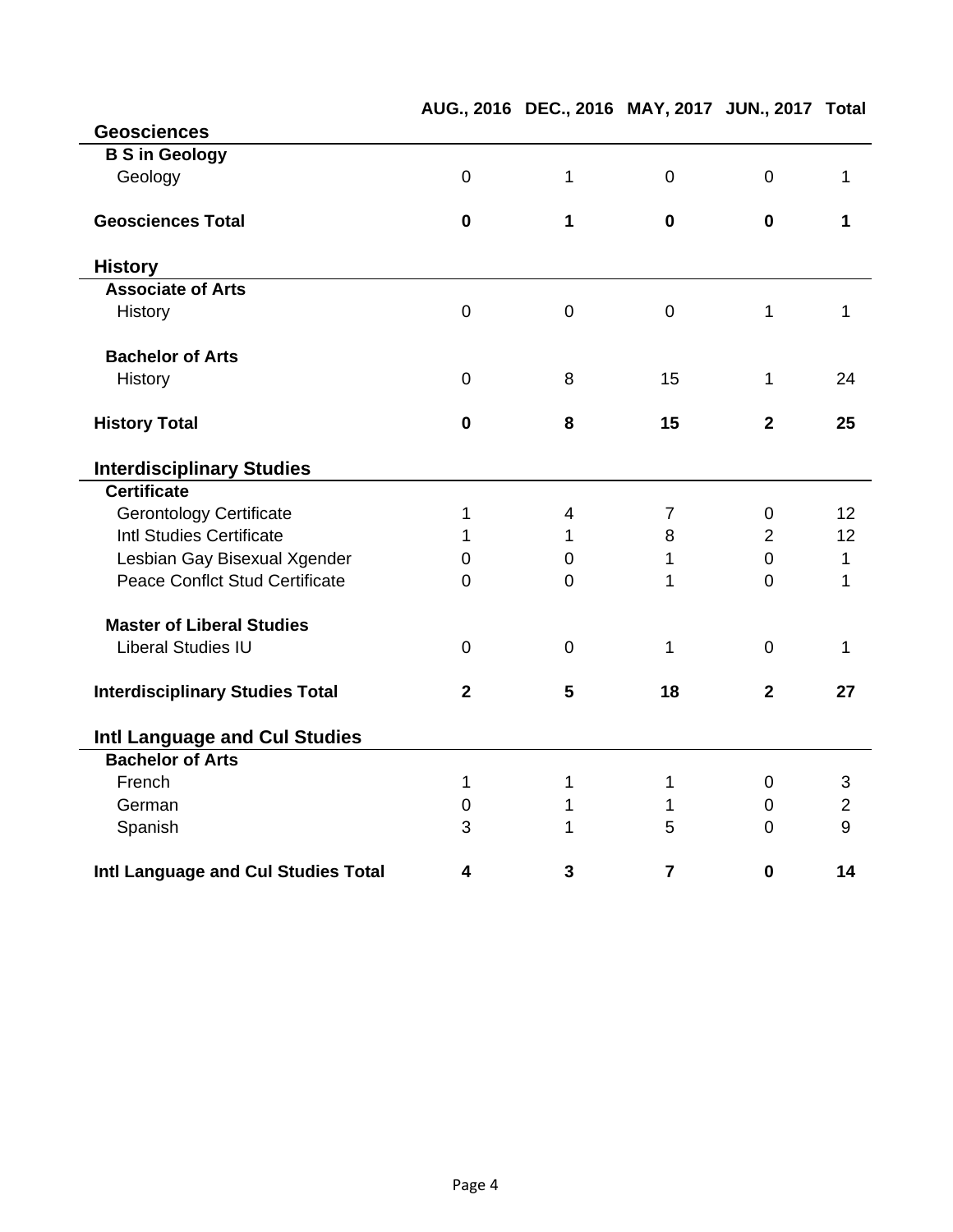| | AUG., 2016 | DEC., 2016 | MAY, 2017 | JUN., 2017 | Total |
|---|---|---|---|---|---|
| **Geosciences** | | | | | |
| **B S in Geology** | | | | | |
| Geology | 0 | 1 | 0 | 0 | 1 |
| **Geosciences Total** | **0** | **1** | **0** | **0** | **1** |
| **History** | | | | | |
| **Associate of Arts** | | | | | |
| History | 0 | 0 | 0 | 1 | 1 |
| **Bachelor of Arts** | | | | | |
| History | 0 | 8 | 15 | 1 | 24 |
| **History Total** | **0** | **8** | **15** | **2** | **25** |
| **Interdisciplinary Studies** | | | | | |
| **Certificate** | | | | | |
| Gerontology Certificate | 1 | 4 | 7 | 0 | 12 |
| Intl Studies Certificate | 1 | 1 | 8 | 2 | 12 |
| Lesbian Gay Bisexual Xgender | 0 | 0 | 1 | 0 | 1 |
| Peace Conflct Stud Certificate | 0 | 0 | 1 | 0 | 1 |
| **Master of Liberal Studies** | | | | | |
| Liberal Studies IU | 0 | 0 | 1 | 0 | 1 |
| **Interdisciplinary Studies Total** | **2** | **5** | **18** | **2** | **27** |
| **Intl Language and Cul Studies** | | | | | |
| **Bachelor of Arts** | | | | | |
| French | 1 | 1 | 1 | 0 | 3 |
| German | 0 | 1 | 1 | 0 | 2 |
| Spanish | 3 | 1 | 5 | 0 | 9 |
| **Intl Language and Cul Studies Total** | **4** | **3** | **7** | **0** | **14** |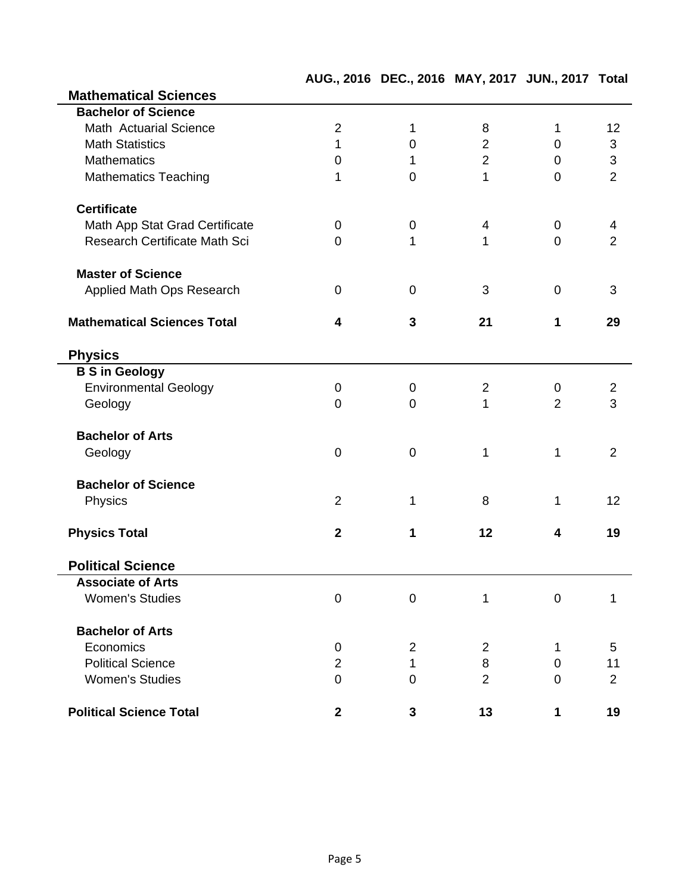| | AUG., 2016 | DEC., 2016 | MAY, 2017 | JUN., 2017 | Total |
|---|---|---|---|---|---|
| **Mathematical Sciences** | | | | | |
| **Bachelor of Science** | | | | | |
| Math Actuarial Science | 2 | 1 | 8 | 1 | 12 |
| Math Statistics | 1 | 0 | 2 | 0 | 3 |
| Mathematics | 0 | 1 | 2 | 0 | 3 |
| Mathematics Teaching | 1 | 0 | 1 | 0 | 2 |
| **Certificate** | | | | | |
| Math App Stat Grad Certificate | 0 | 0 | 4 | 0 | 4 |
| Research Certificate Math Sci | 0 | 1 | 1 | 0 | 2 |
| **Master of Science** | | | | | |
| Applied Math Ops Research | 0 | 0 | 3 | 0 | 3 |
| **Mathematical Sciences Total** | **4** | **3** | **21** | **1** | **29** |
| **Physics** | | | | | |
| **B S in Geology** | | | | | |
| Environmental Geology | 0 | 0 | 2 | 0 | 2 |
| Geology | 0 | 0 | 1 | 2 | 3 |
| **Bachelor of Arts** | | | | | |
| Geology | 0 | 0 | 1 | 1 | 2 |
| **Bachelor of Science** | | | | | |
| Physics | 2 | 1 | 8 | 1 | 12 |
| **Physics Total** | **2** | **1** | **12** | **4** | **19** |
| **Political Science** | | | | | |
| **Associate of Arts** | | | | | |
| Women's Studies | 0 | 0 | 1 | 0 | 1 |
| **Bachelor of Arts** | | | | | |
| Economics | 0 | 2 | 2 | 1 | 5 |
| Political Science | 2 | 1 | 8 | 0 | 11 |
| Women's Studies | 0 | 0 | 2 | 0 | 2 |
| **Political Science Total** | **2** | **3** | **13** | **1** | **19** |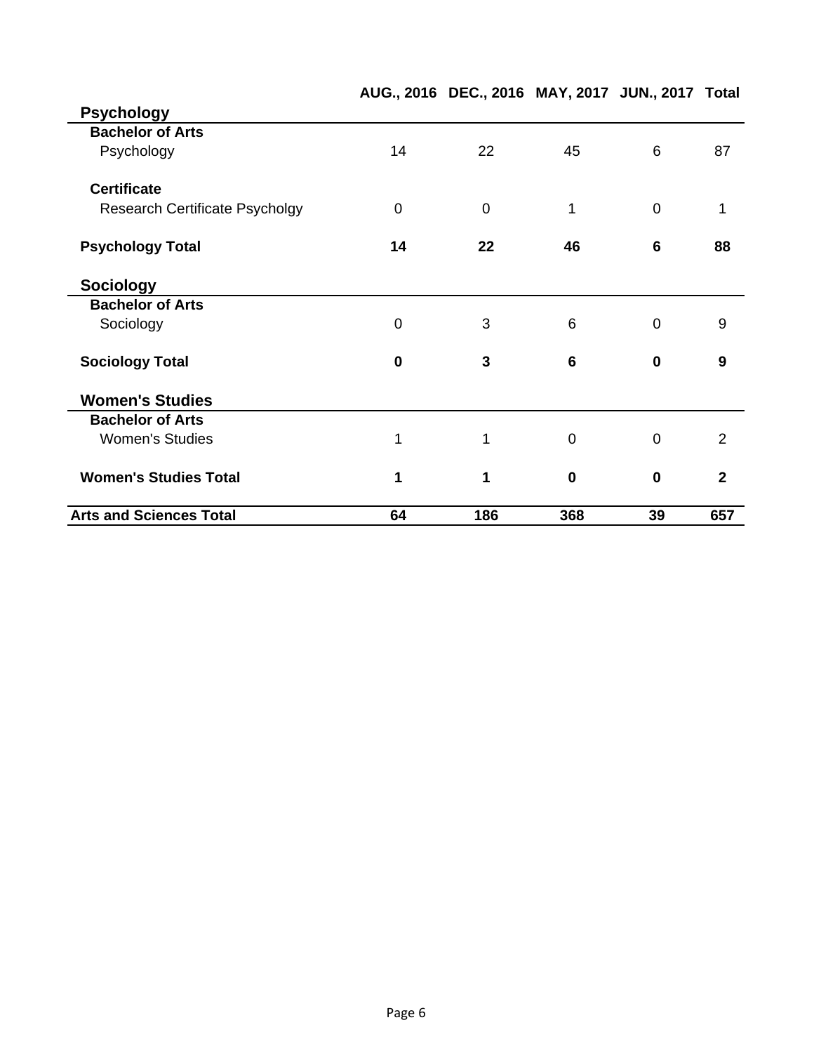| | AUG., 2016 | DEC., 2016 | MAY, 2017 | JUN., 2017 | Total |
|---|---|---|---|---|---|
| **Psychology** | | | | | |
| **Bachelor of Arts** | | | | | |
| Psychology | 14 | 22 | 45 | 6 | 87 |
| **Certificate** | | | | | |
| Research Certificate Psycholgy | 0 | 0 | 1 | 0 | 1 |
| **Psychology Total** | **14** | **22** | **46** | **6** | **88** |
| **Sociology** | | | | | |
| **Bachelor of Arts** | | | | | |
| Sociology | 0 | 3 | 6 | 0 | 9 |
| **Sociology Total** | **0** | **3** | **6** | **0** | **9** |
| **Women's Studies** | | | | | |
| **Bachelor of Arts** | | | | | |
| Women's Studies | 1 | 1 | 0 | 0 | 2 |
| **Women's Studies Total** | **1** | **1** | **0** | **0** | **2** |
| **Arts and Sciences Total** | **64** | **186** | **368** | **39** | **657** |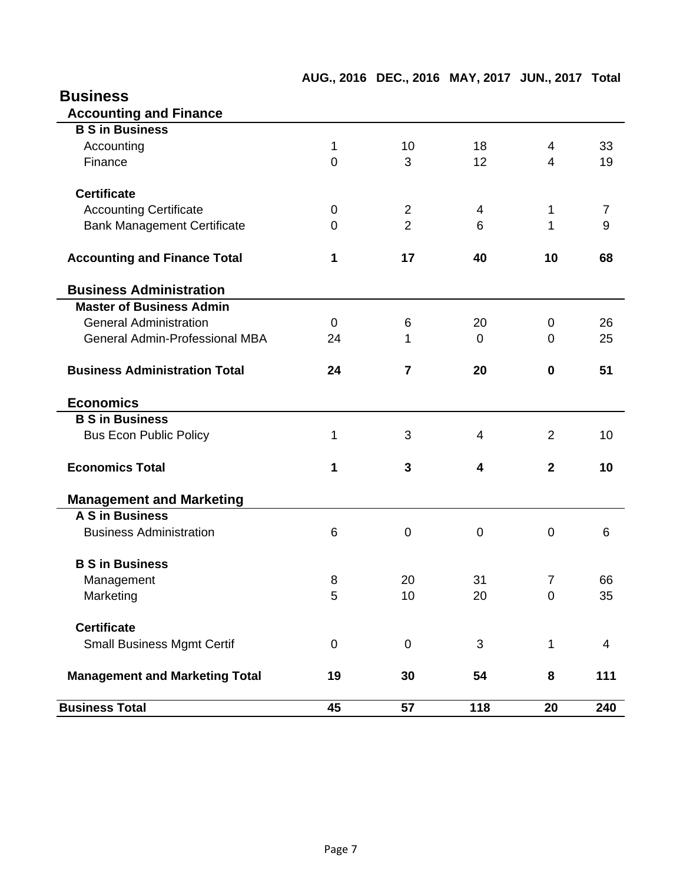|  | AUG., 2016 | DEC., 2016 | MAY, 2017 | JUN., 2017 | Total |
|---|---|---|---|---|---|
| **Business** |  |  |  |  |  |
| **Accounting and Finance** |  |  |  |  |  |
| **B S in Business** |  |  |  |  |  |
| Accounting | 1 | 10 | 18 | 4 | 33 |
| Finance | 0 | 3 | 12 | 4 | 19 |
| **Certificate** |  |  |  |  |  |
| Accounting Certificate | 0 | 2 | 4 | 1 | 7 |
| Bank Management Certificate | 0 | 2 | 6 | 1 | 9 |
| **Accounting and Finance Total** | **1** | **17** | **40** | **10** | **68** |
| **Business Administration** |  |  |  |  |  |
| **Master of Business Admin** |  |  |  |  |  |
| General Administration | 0 | 6 | 20 | 0 | 26 |
| General Admin-Professional MBA | 24 | 1 | 0 | 0 | 25 |
| **Business Administration Total** | **24** | **7** | **20** | **0** | **51** |
| **Economics** |  |  |  |  |  |
| **B S in Business** |  |  |  |  |  |
| Bus Econ Public Policy | 1 | 3 | 4 | 2 | 10 |
| **Economics Total** | **1** | **3** | **4** | **2** | **10** |
| **Management and Marketing** |  |  |  |  |  |
| **A S in Business** |  |  |  |  |  |
| Business Administration | 6 | 0 | 0 | 0 | 6 |
| **B S in Business** |  |  |  |  |  |
| Management | 8 | 20 | 31 | 7 | 66 |
| Marketing | 5 | 10 | 20 | 0 | 35 |
| **Certificate** |  |  |  |  |  |
| Small Business Mgmt Certif | 0 | 0 | 3 | 1 | 4 |
| **Management and Marketing Total** | **19** | **30** | **54** | **8** | **111** |
| **Business Total** | **45** | **57** | **118** | **20** | **240** |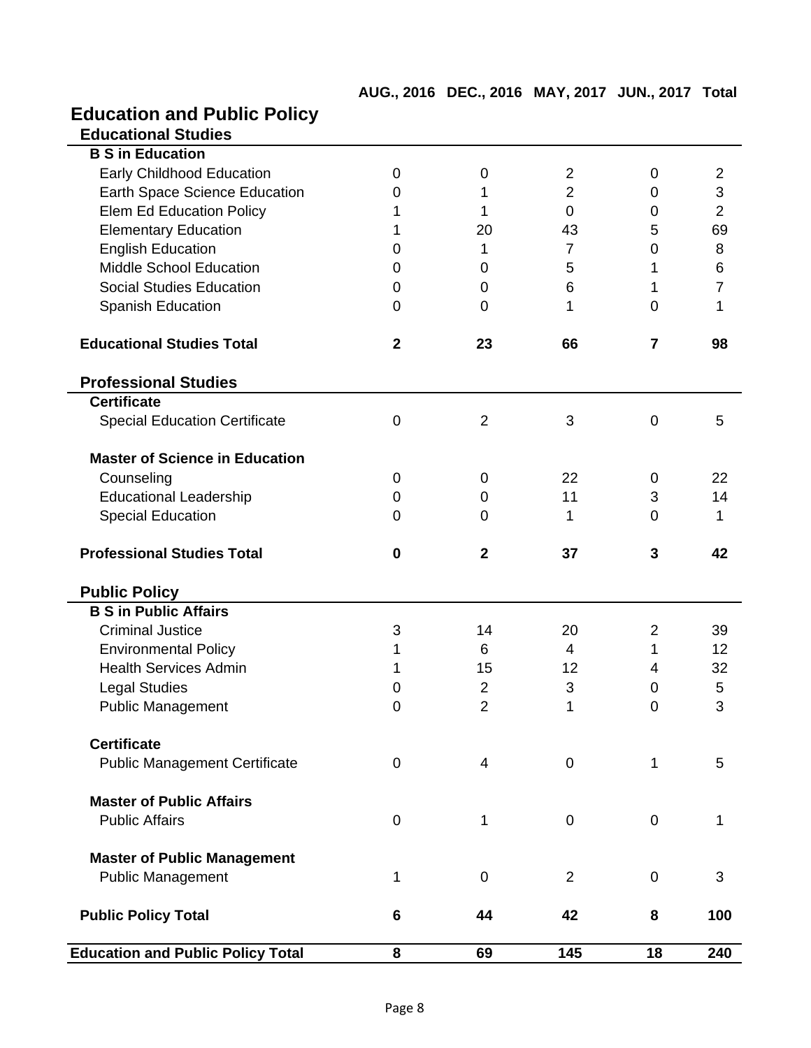## Education and Public Policy

| | AUG., 2016 | DEC., 2016 | MAY, 2017 | JUN., 2017 | Total |
|---|---|---|---|---|---|
| **Educational Studies** | | | | | |
| **B S in Education** | | | | | |
| Early Childhood Education | 0 | 0 | 2 | 0 | 2 |
| Earth Space Science Education | 0 | 1 | 2 | 0 | 3 |
| Elem Ed Education Policy | 1 | 1 | 0 | 0 | 2 |
| Elementary Education | 1 | 20 | 43 | 5 | 69 |
| English Education | 0 | 1 | 7 | 0 | 8 |
| Middle School Education | 0 | 0 | 5 | 1 | 6 |
| Social Studies Education | 0 | 0 | 6 | 1 | 7 |
| Spanish Education | 0 | 0 | 1 | 0 | 1 |
| **Educational Studies Total** | **2** | **23** | **66** | **7** | **98** |
| **Professional Studies** | | | | | |
| **Certificate** | | | | | |
| Special Education Certificate | 0 | 2 | 3 | 0 | 5 |
| **Master of Science in Education** | | | | | |
| Counseling | 0 | 0 | 22 | 0 | 22 |
| Educational Leadership | 0 | 0 | 11 | 3 | 14 |
| Special Education | 0 | 0 | 1 | 0 | 1 |
| **Professional Studies Total** | **0** | **2** | **37** | **3** | **42** |
| **Public Policy** | | | | | |
| **B S in Public Affairs** | | | | | |
| Criminal Justice | 3 | 14 | 20 | 2 | 39 |
| Environmental Policy | 1 | 6 | 4 | 1 | 12 |
| Health Services Admin | 1 | 15 | 12 | 4 | 32 |
| Legal Studies | 0 | 2 | 3 | 0 | 5 |
| Public Management | 0 | 2 | 1 | 0 | 3 |
| **Certificate** | | | | | |
| Public Management Certificate | 0 | 4 | 0 | 1 | 5 |
| **Master of Public Affairs** | | | | | |
| Public Affairs | 0 | 1 | 0 | 0 | 1 |
| **Master of Public Management** | | | | | |
| Public Management | 1 | 0 | 2 | 0 | 3 |
| **Public Policy Total** | **6** | **44** | **42** | **8** | **100** |
| **Education and Public Policy Total** | **8** | **69** | **145** | **18** | **240** |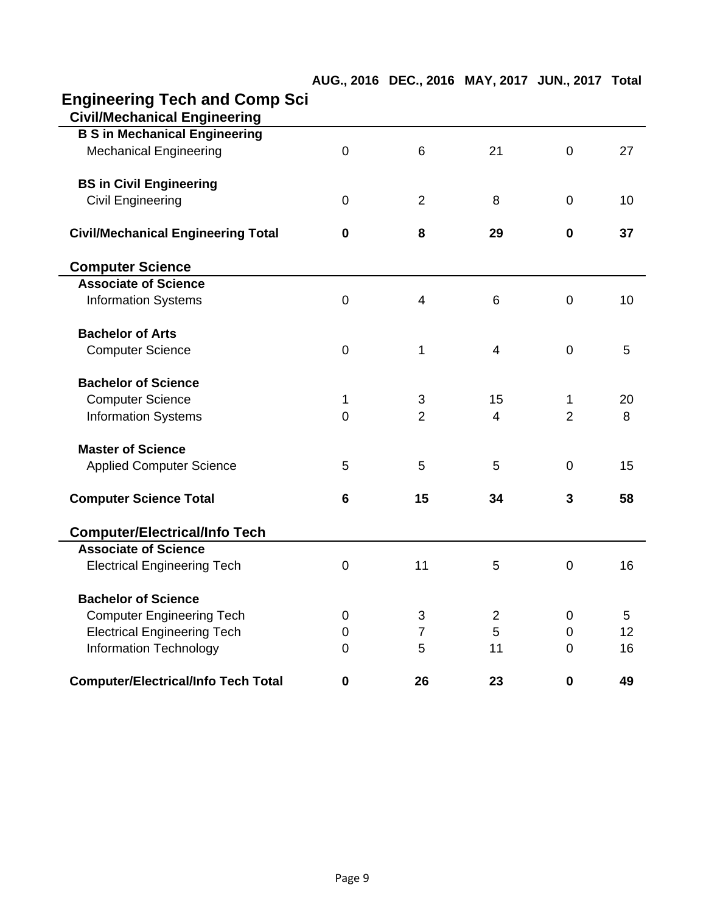## Engineering Tech and Comp Sci

| | AUG., 2016 | DEC., 2016 | MAY, 2017 | JUN., 2017 | Total |
|---|---|---|---|---|---|
| **Civil/Mechanical Engineering** | | | | | |
| **B S in Mechanical Engineering** | | | | | |
| Mechanical Engineering | 0 | 6 | 21 | 0 | 27 |
| **BS in Civil Engineering** | | | | | |
| Civil Engineering | 0 | 2 | 8 | 0 | 10 |
| **Civil/Mechanical Engineering Total** | **0** | **8** | **29** | **0** | **37** |
| **Computer Science** | | | | | |
| **Associate of Science** | | | | | |
| Information Systems | 0 | 4 | 6 | 0 | 10 |
| **Bachelor of Arts** | | | | | |
| Computer Science | 0 | 1 | 4 | 0 | 5 |
| **Bachelor of Science** | | | | | |
| Computer Science | 1 | 3 | 15 | 1 | 20 |
| Information Systems | 0 | 2 | 4 | 2 | 8 |
| **Master of Science** | | | | | |
| Applied Computer Science | 5 | 5 | 5 | 0 | 15 |
| **Computer Science Total** | **6** | **15** | **34** | **3** | **58** |
| **Computer/Electrical/Info Tech** | | | | | |
| **Associate of Science** | | | | | |
| Electrical Engineering Tech | 0 | 11 | 5 | 0 | 16 |
| **Bachelor of Science** | | | | | |
| Computer Engineering Tech | 0 | 3 | 2 | 0 | 5 |
| Electrical Engineering Tech | 0 | 7 | 5 | 0 | 12 |
| Information Technology | 0 | 5 | 11 | 0 | 16 |
| **Computer/Electrical/Info Tech Total** | **0** | **26** | **23** | **0** | **49** |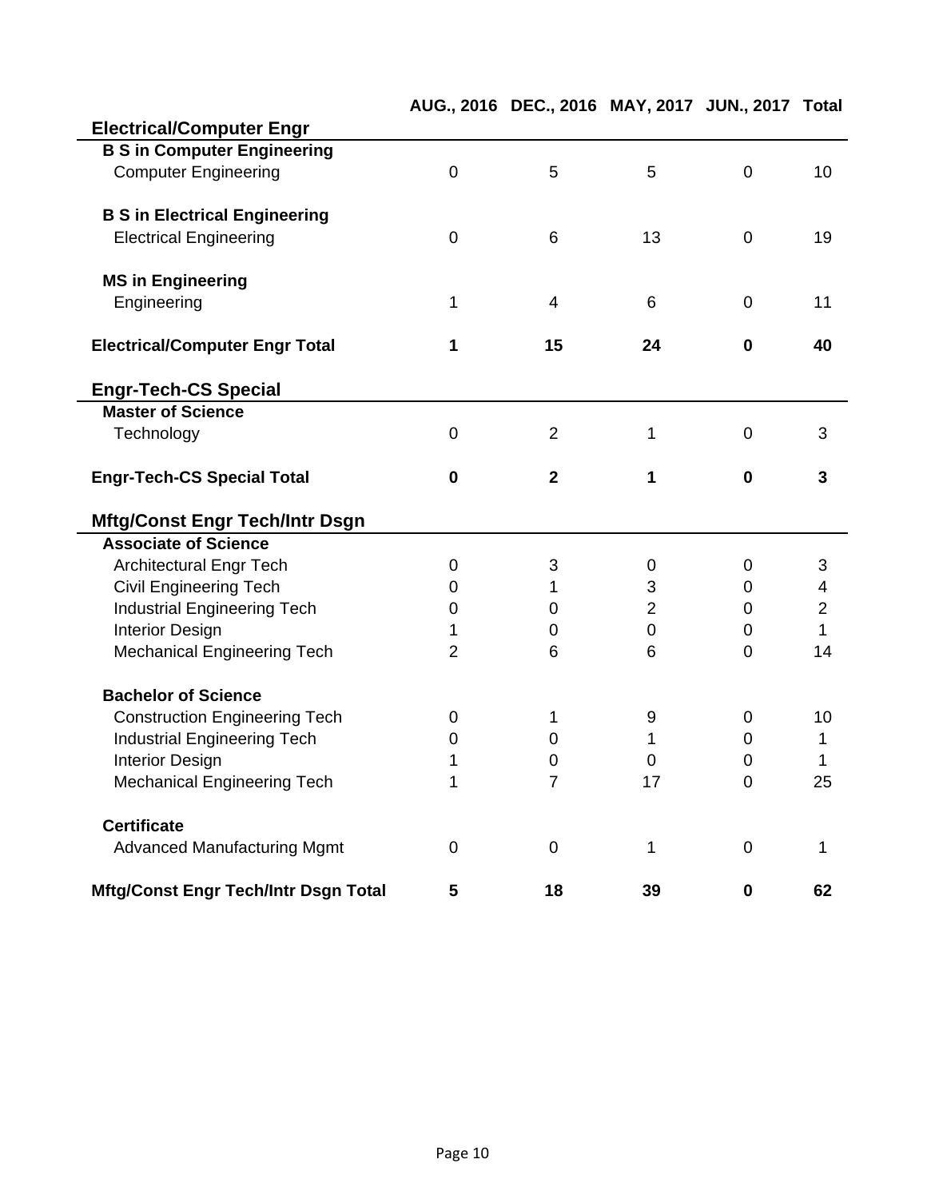| | AUG., 2016 | DEC., 2016 | MAY, 2017 | JUN., 2017 | Total |
|---|---|---|---|---|---|
| **Electrical/Computer Engr** | | | | | |
| **B S in Computer Engineering** | | | | | |
| Computer Engineering | 0 | 5 | 5 | 0 | 10 |
| **B S in Electrical Engineering** | | | | | |
| Electrical Engineering | 0 | 6 | 13 | 0 | 19 |
| **MS in Engineering** | | | | | |
| Engineering | 1 | 4 | 6 | 0 | 11 |
| **Electrical/Computer Engr Total** | **1** | **15** | **24** | **0** | **40** |
| **Engr-Tech-CS Special** | | | | | |
| **Master of Science** | | | | | |
| Technology | 0 | 2 | 1 | 0 | 3 |
| **Engr-Tech-CS Special Total** | **0** | **2** | **1** | **0** | **3** |
| **Mftg/Const Engr Tech/Intr Dsgn** | | | | | |
| **Associate of Science** | | | | | |
| Architectural Engr Tech | 0 | 3 | 0 | 0 | 3 |
| Civil Engineering Tech | 0 | 1 | 3 | 0 | 4 |
| Industrial Engineering Tech | 0 | 0 | 2 | 0 | 2 |
| Interior Design | 1 | 0 | 0 | 0 | 1 |
| Mechanical Engineering Tech | 2 | 6 | 6 | 0 | 14 |
| **Bachelor of Science** | | | | | |
| Construction Engineering Tech | 0 | 1 | 9 | 0 | 10 |
| Industrial Engineering Tech | 0 | 0 | 1 | 0 | 1 |
| Interior Design | 1 | 0 | 0 | 0 | 1 |
| Mechanical Engineering Tech | 1 | 7 | 17 | 0 | 25 |
| **Certificate** | | | | | |
| Advanced Manufacturing Mgmt | 0 | 0 | 1 | 0 | 1 |
| **Mftg/Const Engr Tech/Intr Dsgn Total** | **5** | **18** | **39** | **0** | **62** |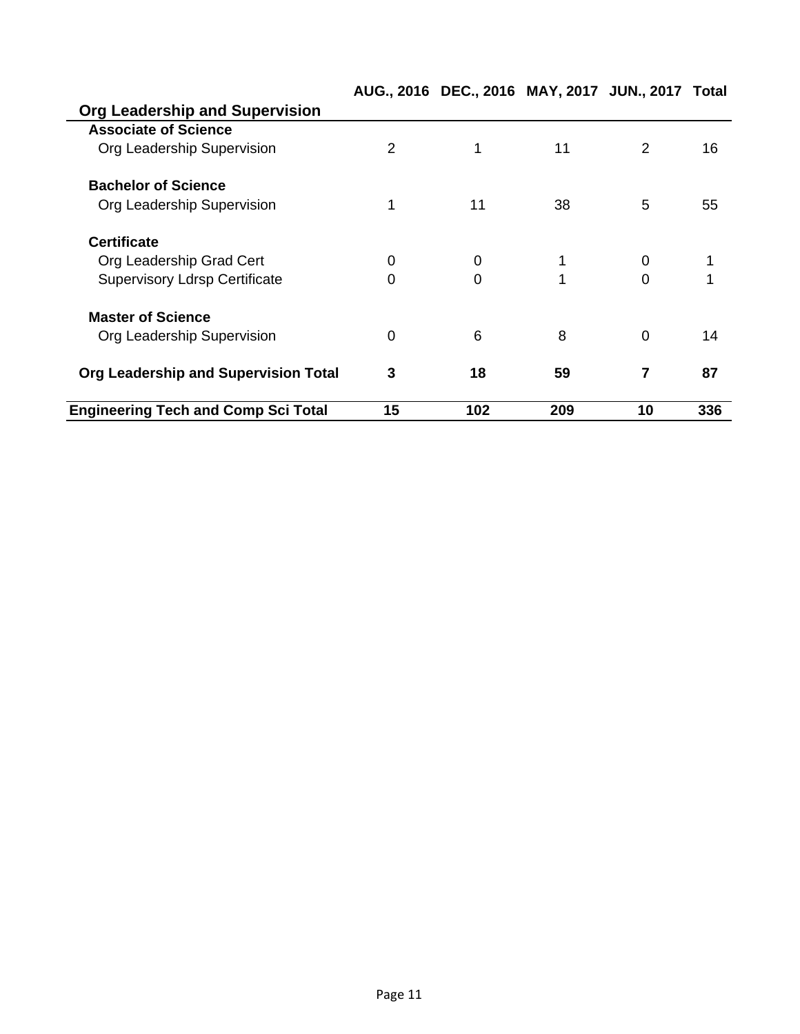| Org Leadership and Supervision | AUG., 2016 | DEC., 2016 | MAY, 2017 | JUN., 2017 | Total |
|---|---|---|---|---|---|
| **Associate of Science** | | | | | |
| Org Leadership Supervision | 2 | 1 | 11 | 2 | 16 |
| **Bachelor of Science** | | | | | |
| Org Leadership Supervision | 1 | 11 | 38 | 5 | 55 |
| **Certificate** | | | | | |
| Org Leadership Grad Cert | 0 | 0 | 1 | 0 | 1 |
| Supervisory Ldrsp Certificate | 0 | 0 | 1 | 0 | 1 |
| **Master of Science** | | | | | |
| Org Leadership Supervision | 0 | 6 | 8 | 0 | 14 |
| **Org Leadership and Supervision Total** | **3** | **18** | **59** | **7** | **87** |
| **Engineering Tech and Comp Sci Total** | **15** | **102** | **209** | **10** | **336** |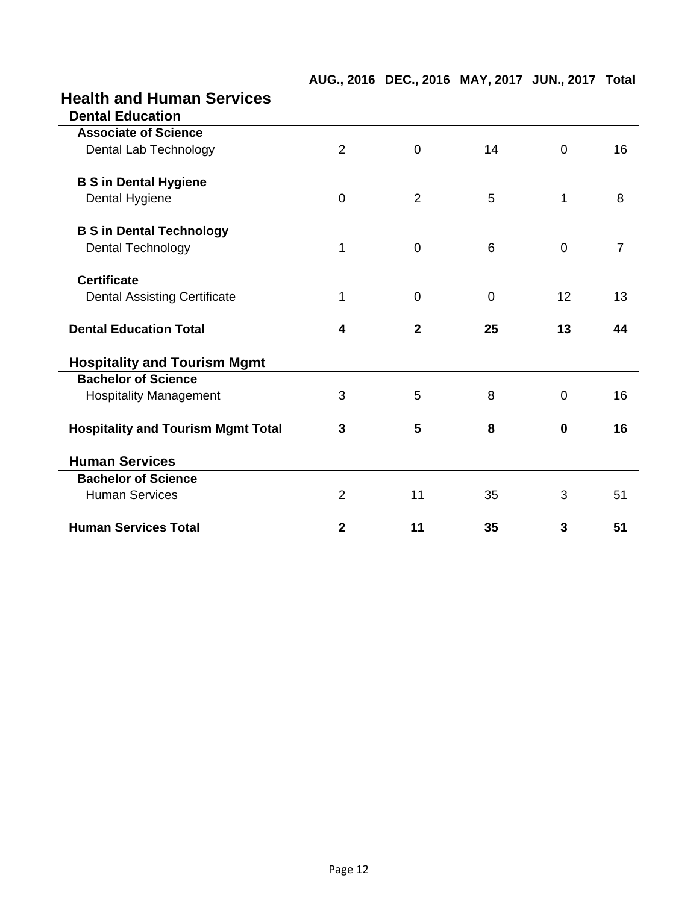## Health and Human Services

| | AUG., 2016 | DEC., 2016 | MAY, 2017 | JUN., 2017 | Total |
|---|---|---|---|---|---|
| **Dental Education** | | | | | |
| **Associate of Science** | | | | | |
| Dental Lab Technology | 2 | 0 | 14 | 0 | 16 |
| **B S in Dental Hygiene** | | | | | |
| Dental Hygiene | 0 | 2 | 5 | 1 | 8 |
| **B S in Dental Technology** | | | | | |
| Dental Technology | 1 | 0 | 6 | 0 | 7 |
| **Certificate** | | | | | |
| Dental Assisting Certificate | 1 | 0 | 0 | 12 | 13 |
| **Dental Education Total** | **4** | **2** | **25** | **13** | **44** |
| **Hospitality and Tourism Mgmt** | | | | | |
| **Bachelor of Science** | | | | | |
| Hospitality Management | 3 | 5 | 8 | 0 | 16 |
| **Hospitality and Tourism Mgmt Total** | **3** | **5** | **8** | **0** | **16** |
| **Human Services** | | | | | |
| **Bachelor of Science** | | | | | |
| Human Services | 2 | 11 | 35 | 3 | 51 |
| **Human Services Total** | **2** | **11** | **35** | **3** | **51** |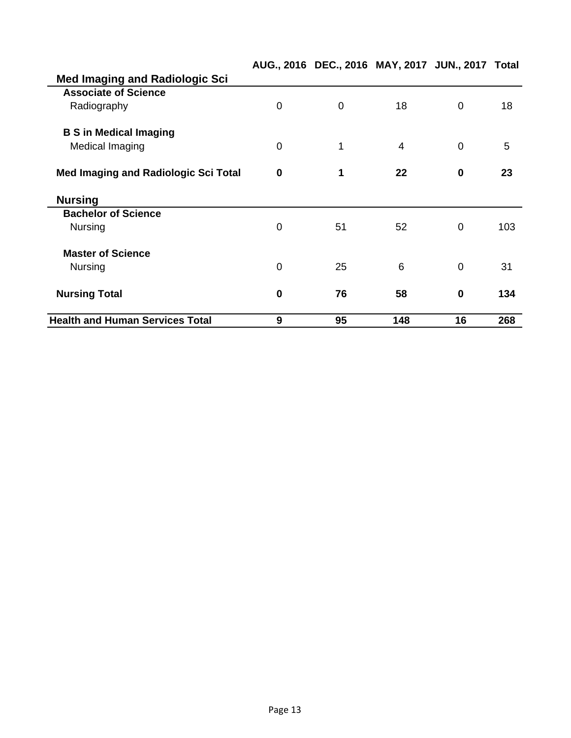| | AUG., 2016 | DEC., 2016 | MAY, 2017 | JUN., 2017 | Total |
|---|---|---|---|---|---|
| **Med Imaging and Radiologic Sci** | | | | | |
| **Associate of Science** | | | | | |
| Radiography | 0 | 0 | 18 | 0 | 18 |
| **B S in Medical Imaging** | | | | | |
| Medical Imaging | 0 | 1 | 4 | 0 | 5 |
| **Med Imaging and Radiologic Sci Total** | **0** | **1** | **22** | **0** | **23** |
| **Nursing** | | | | | |
| **Bachelor of Science** | | | | | |
| Nursing | 0 | 51 | 52 | 0 | 103 |
| **Master of Science** | | | | | |
| Nursing | 0 | 25 | 6 | 0 | 31 |
| **Nursing Total** | **0** | **76** | **58** | **0** | **134** |
| **Health and Human Services Total** | **9** | **95** | **148** | **16** | **268** |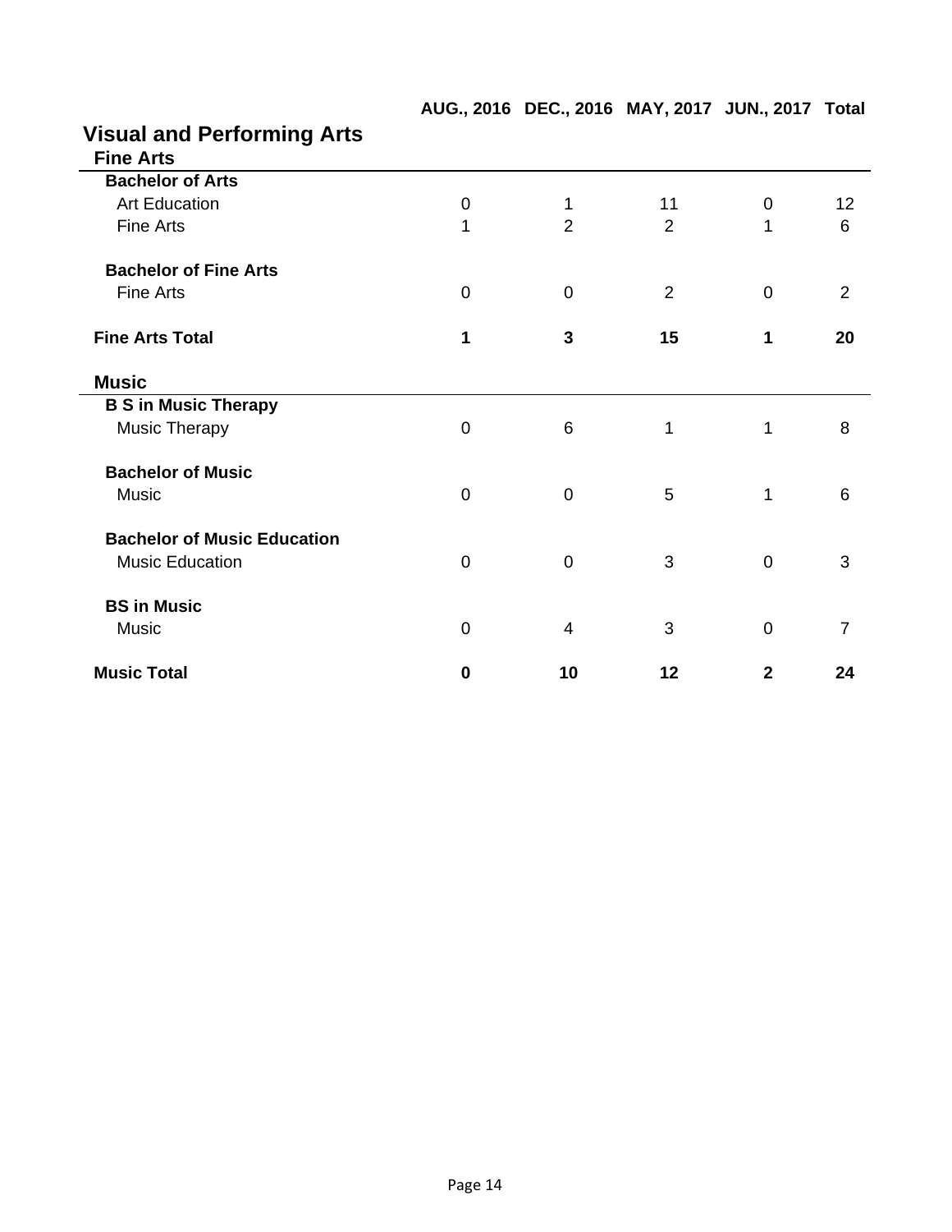## Visual and Performing Arts

### Fine Arts

| | AUG., 2016 | DEC., 2016 | MAY, 2017 | JUN., 2017 | Total |
|---|---|---|---|---|---|
| **Bachelor of Arts** | | | | | |
| Art Education | 0 | 1 | 11 | 0 | 12 |
| Fine Arts | 1 | 2 | 2 | 1 | 6 |
| **Bachelor of Fine Arts** | | | | | |
| Fine Arts | 0 | 0 | 2 | 0 | 2 |
| **Fine Arts Total** | **1** | **3** | **15** | **1** | **20** |

### Music

| | AUG., 2016 | DEC., 2016 | MAY, 2017 | JUN., 2017 | Total |
|---|---|---|---|---|---|
| **B S in Music Therapy** | | | | | |
| Music Therapy | 0 | 6 | 1 | 1 | 8 |
| **Bachelor of Music** | | | | | |
| Music | 0 | 0 | 5 | 1 | 6 |
| **Bachelor of Music Education** | | | | | |
| Music Education | 0 | 0 | 3 | 0 | 3 |
| **BS in Music** | | | | | |
| Music | 0 | 4 | 3 | 0 | 7 |
| **Music Total** | **0** | **10** | **12** | **2** | **24** |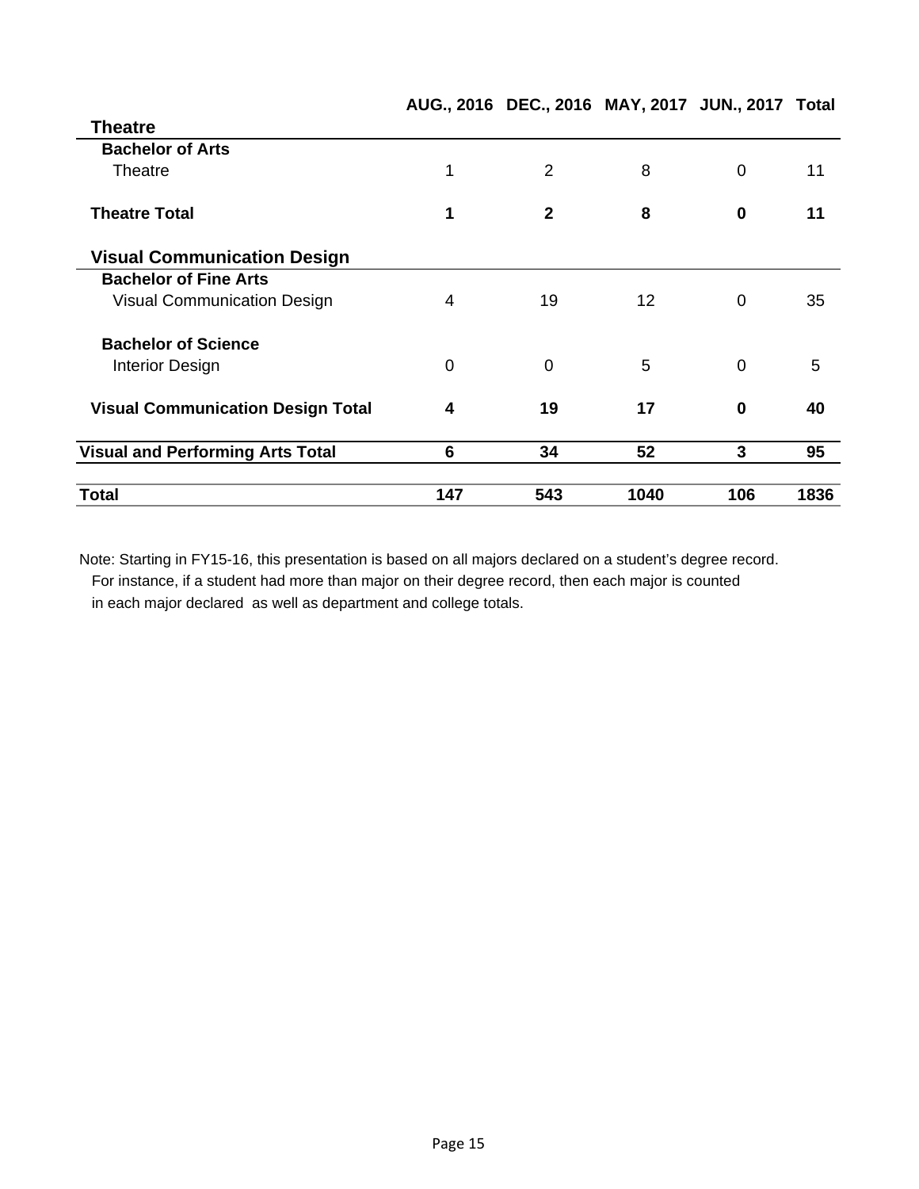| | AUG., 2016 | DEC., 2016 | MAY, 2017 | JUN., 2017 | Total |
|---|---|---|---|---|---|
| **Theatre** | | | | | |
| **Bachelor of Arts** | | | | | |
| Theatre | 1 | 2 | 8 | 0 | 11 |
| **Theatre Total** | **1** | **2** | **8** | **0** | **11** |
| **Visual Communication Design** | | | | | |
| **Bachelor of Fine Arts** | | | | | |
| Visual Communication Design | 4 | 19 | 12 | 0 | 35 |
| **Bachelor of Science** | | | | | |
| Interior Design | 0 | 0 | 5 | 0 | 5 |
| **Visual Communication Design Total** | **4** | **19** | **17** | **0** | **40** |
| **Visual and Performing Arts Total** | **6** | **34** | **52** | **3** | **95** |
| **Total** | **147** | **543** | **1040** | **106** | **1836** |

Note: Starting in FY15-16, this presentation is based on all majors declared on a student's degree record. For instance, if a student had more than major on their degree record, then each major is counted in each major declared as well as department and college totals.